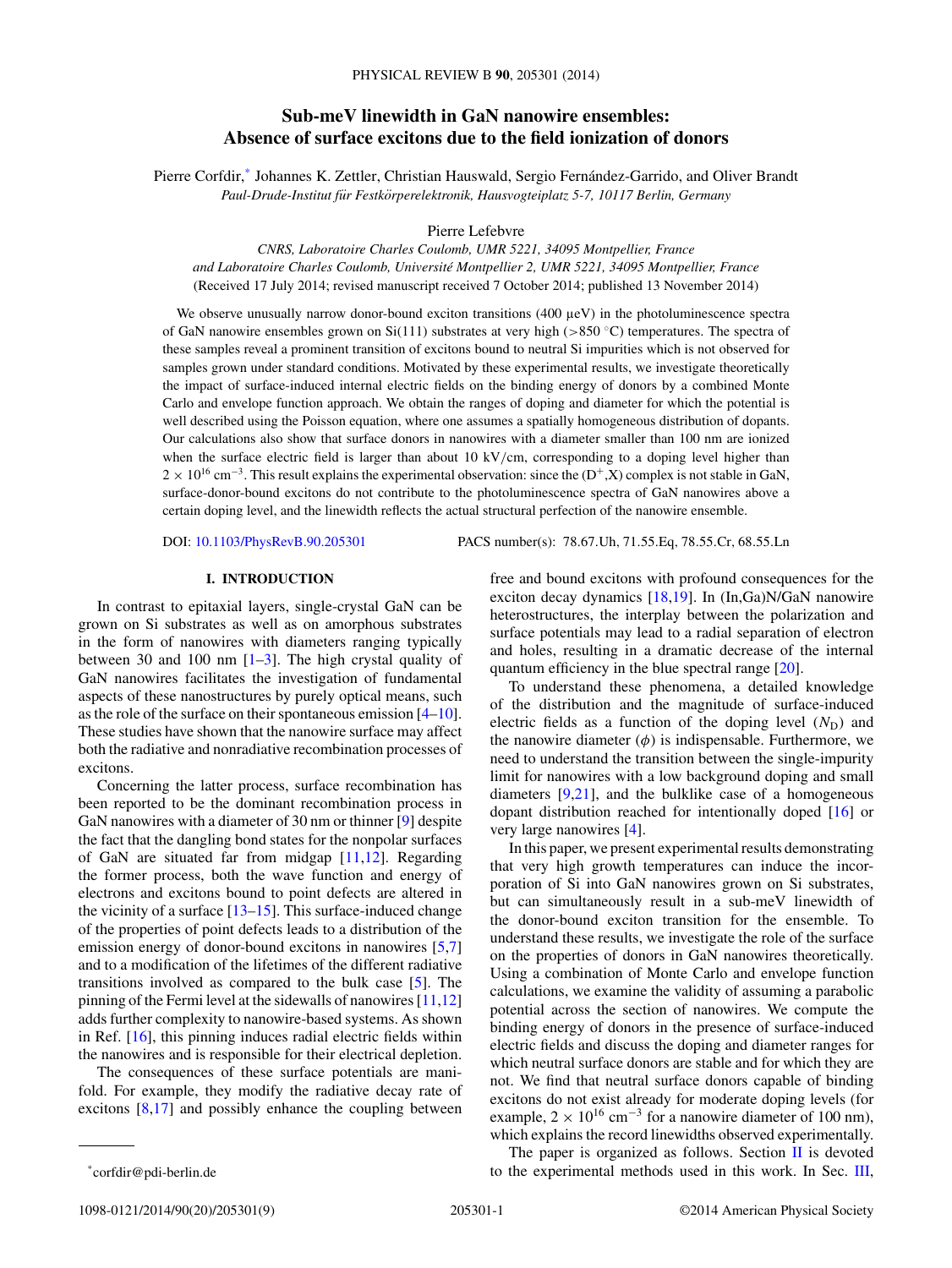# Sub-meV linewidth in GaN nanowire ensembles: Absence of surface excitons due to the field ionization of donors

Pierre Corfdir,* Johannes K. Zettler, Christian Hauswald, Sergio Fernández-Garrido, and Oliver Brandt

*Paul-Drude-Institut für Festkörperelektronik, Hausvogteiplatz 5-7, 10117 Berlin, Germany*

Pierre Lefebvre

*CNRS, Laboratoire Charles Coulomb, UMR 5221, 34095 Montpellier, France and Laboratoire Charles Coulomb, Université Montpellier 2, UMR 5221, 34095 Montpellier, France*

(Received 17 July 2014; revised manuscript received 7 October 2014; published 13 November 2014)

We observe unusually narrow donor-bound exciton transitions (400 μeV) in the photoluminescence spectra of GaN nanowire ensembles grown on Si(111) substrates at very high (>850 °C) temperatures. The spectra of these samples reveal a prominent transition of excitons bound to neutral Si impurities which is not observed for samples grown under standard conditions. Motivated by these experimental results, we investigate theoretically the impact of surface-induced internal electric fields on the binding energy of donors by a combined Monte Carlo and envelope function approach. We obtain the ranges of doping and diameter for which the potential is well described using the Poisson equation, where one assumes a spatially homogeneous distribution of dopants. Our calculations also show that surface donors in nanowires with a diameter smaller than 100 nm are ionized when the surface electric field is larger than about 10 kV/cm, corresponding to a doping level higher than $2 \times 10^{16}$ cm$^{-3}$. This result explains the experimental observation: since the (D$^+$,X) complex is not stable in GaN, surface-donor-bound excitons do not contribute to the photoluminescence spectra of GaN nanowires above a certain doping level, and the linewidth reflects the actual structural perfection of the nanowire ensemble.

DOI: 10.1103/PhysRevB.90.205301 PACS number(s): 78.67.Uh, 71.55.Eq, 78.55.Cr, 68.55.Ln

## I. INTRODUCTION

In contrast to epitaxial layers, single-crystal GaN can be grown on Si substrates as well as on amorphous substrates in the form of nanowires with diameters ranging typically between 30 and 100 nm [1–3]. The high crystal quality of GaN nanowires facilitates the investigation of fundamental aspects of these nanostructures by purely optical means, such as the role of the surface on their spontaneous emission [4–10]. These studies have shown that the nanowire surface may affect both the radiative and nonradiative recombination processes of excitons.

Concerning the latter process, surface recombination has been reported to be the dominant recombination process in GaN nanowires with a diameter of 30 nm or thinner [9] despite the fact that the dangling bond states for the nonpolar surfaces of GaN are situated far from midgap [11,12]. Regarding the former process, both the wave function and energy of electrons and excitons bound to point defects are altered in the vicinity of a surface [13–15]. This surface-induced change of the properties of point defects leads to a distribution of the emission energy of donor-bound excitons in nanowires [5,7] and to a modification of the lifetimes of the different radiative transitions involved as compared to the bulk case [5]. The pinning of the Fermi level at the sidewalls of nanowires [11,12] adds further complexity to nanowire-based systems. As shown in Ref. [16], this pinning induces radial electric fields within the nanowires and is responsible for their electrical depletion.

The consequences of these surface potentials are manifold. For example, they modify the radiative decay rate of excitons [8,17] and possibly enhance the coupling between free and bound excitons with profound consequences for the exciton decay dynamics [18,19]. In (In,Ga)N/GaN nanowire heterostructures, the interplay between the polarization and surface potentials may lead to a radial separation of electron and holes, resulting in a dramatic decrease of the internal quantum efficiency in the blue spectral range [20].

To understand these phenomena, a detailed knowledge of the distribution and the magnitude of surface-induced electric fields as a function of the doping level ($N_D$) and the nanowire diameter ($\phi$) is indispensable. Furthermore, we need to understand the transition between the single-impurity limit for nanowires with a low background doping and small diameters [9,21], and the bulklike case of a homogeneous dopant distribution reached for intentionally doped [16] or very large nanowires [4].

In this paper, we present experimental results demonstrating that very high growth temperatures can induce the incorporation of Si into GaN nanowires grown on Si substrates, but can simultaneously result in a sub-meV linewidth of the donor-bound exciton transition for the ensemble. To understand these results, we investigate the role of the surface on the properties of donors in GaN nanowires theoretically. Using a combination of Monte Carlo and envelope function calculations, we examine the validity of assuming a parabolic potential across the section of nanowires. We compute the binding energy of donors in the presence of surface-induced electric fields and discuss the doping and diameter ranges for which neutral surface donors are stable and for which they are not. We find that neutral surface donors capable of binding excitons do not exist already for moderate doping levels (for example, $2 \times 10^{16}$ cm$^{-3}$ for a nanowire diameter of 100 nm), which explains the record linewidths observed experimentally.

The paper is organized as follows. Section II is devoted to the experimental methods used in this work. In Sec. III,

*corfdir@pdi-berlin.de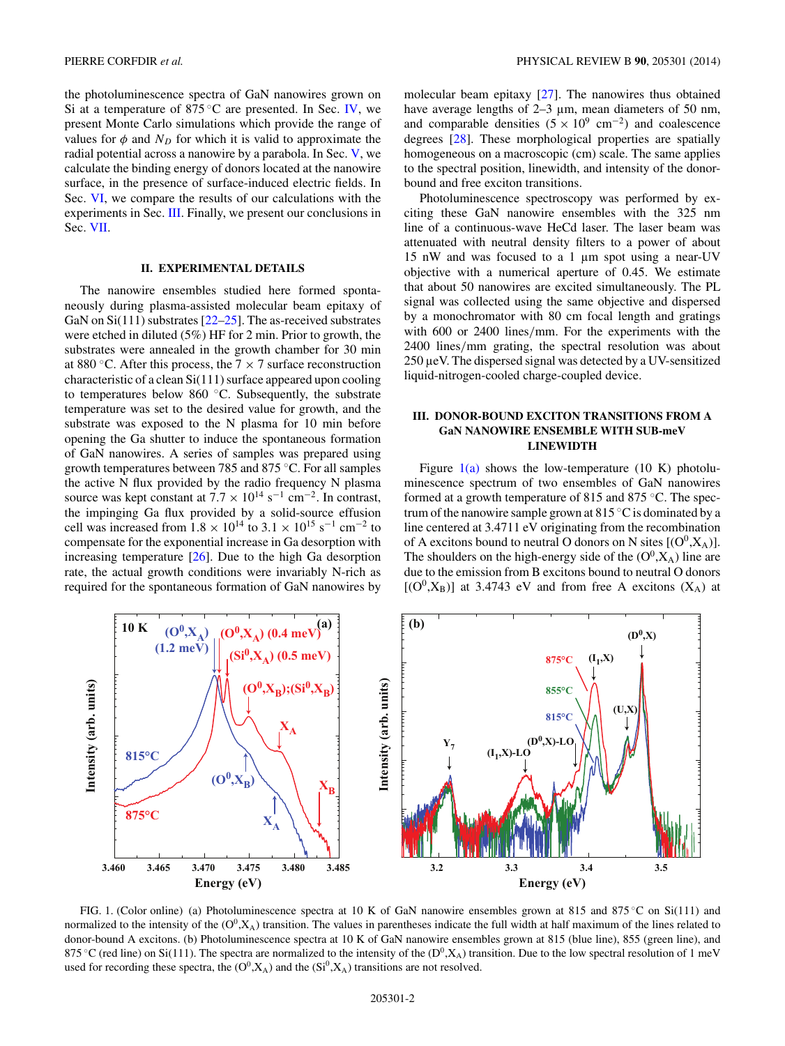the photoluminescence spectra of GaN nanowires grown on Si at a temperature of 875 °C are presented. In Sec. IV, we present Monte Carlo simulations which provide the range of values for $\phi$ and $N_D$ for which it is valid to approximate the radial potential across a nanowire by a parabola. In Sec. V, we calculate the binding energy of donors located at the nanowire surface, in the presence of surface-induced electric fields. In Sec. VI, we compare the results of our calculations with the experiments in Sec. III. Finally, we present our conclusions in Sec. VII.

## II. EXPERIMENTAL DETAILS

The nanowire ensembles studied here formed spontaneously during plasma-assisted molecular beam epitaxy of GaN on Si(111) substrates [22–25]. The as-received substrates were etched in diluted (5%) HF for 2 min. Prior to growth, the substrates were annealed in the growth chamber for 30 min at 880 °C. After this process, the 7 × 7 surface reconstruction characteristic of a clean Si(111) surface appeared upon cooling to temperatures below 860 °C. Subsequently, the substrate temperature was set to the desired value for growth, and the substrate was exposed to the N plasma for 10 min before opening the Ga shutter to induce the spontaneous formation of GaN nanowires. A series of samples was prepared using growth temperatures between 785 and 875 °C. For all samples the active N flux provided by the radio frequency N plasma source was kept constant at $7.7 \times 10^{14}$ s$^{-1}$ cm$^{-2}$. In contrast, the impinging Ga flux provided by a solid-source effusion cell was increased from $1.8 \times 10^{14}$ to $3.1 \times 10^{15}$ s$^{-1}$ cm$^{-2}$ to compensate for the exponential increase in Ga desorption with increasing temperature [26]. Due to the high Ga desorption rate, the actual growth conditions were invariably N-rich as required for the spontaneous formation of GaN nanowires by molecular beam epitaxy [27]. The nanowires thus obtained have average lengths of 2–3 μm, mean diameters of 50 nm, and comparable densities ($5 \times 10^9$ cm$^{-2}$) and coalescence degrees [28]. These morphological properties are spatially homogeneous on a macroscopic (cm) scale. The same applies to the spectral position, linewidth, and intensity of the donor-bound and free exciton transitions.

Photoluminescence spectroscopy was performed by exciting these GaN nanowire ensembles with the 325 nm line of a continuous-wave HeCd laser. The laser beam was attenuated with neutral density filters to a power of about 15 nW and was focused to a 1 μm spot using a near-UV objective with a numerical aperture of 0.45. We estimate that about 50 nanowires are excited simultaneously. The PL signal was collected using the same objective and dispersed by a monochromator with 80 cm focal length and gratings with 600 or 2400 lines/mm. For the experiments with the 2400 lines/mm grating, the spectral resolution was about 250 μeV. The dispersed signal was detected by a UV-sensitized liquid-nitrogen-cooled charge-coupled device.

## III. DONOR-BOUND EXCITON TRANSITIONS FROM A GaN NANOWIRE ENSEMBLE WITH SUB-meV LINEWIDTH

Figure 1(a) shows the low-temperature (10 K) photoluminescence spectrum of two ensembles of GaN nanowires formed at a growth temperature of 815 and 875 °C. The spectrum of the nanowire sample grown at 815 °C is dominated by a line centered at 3.4711 eV originating from the recombination of A excitons bound to neutral O donors on N sites [($O^0$,$X_A$)]. The shoulders on the high-energy side of the ($O^0$,$X_A$) line are due to the emission from B excitons bound to neutral O donors [($O^0$,$X_B$)] at 3.4743 eV and from free A excitons ($X_A$) at

FIG. 1. (Color online) (a) Photoluminescence spectra at 10 K of GaN nanowire ensembles grown at 815 and 875 °C on Si(111) and normalized to the intensity of the ($O^0$,$X_A$) transition. The values in parentheses indicate the full width at half maximum of the lines related to donor-bound A excitons. (b) Photoluminescence spectra at 10 K of GaN nanowire ensembles grown at 815 (blue line), 855 (green line), and 875 °C (red line) on Si(111). The spectra are normalized to the intensity of the ($D^0$,$X_A$) transition. Due to the low spectral resolution of 1 meV used for recording these spectra, the ($O^0$,$X_A$) and the ($Si^0$,$X_A$) transitions are not resolved.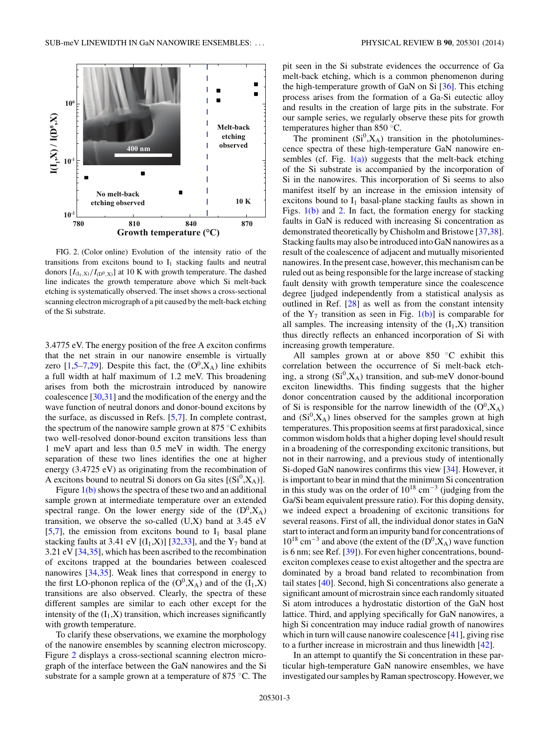FIG. 2. (Color online) Evolution of the intensity ratio of the transitions from excitons bound to $I_1$ stacking faults and neutral donors $[I_{(I_1,X)}/I_{(D^0,X)}]$ at 10 K with growth temperature. The dashed line indicates the growth temperature above which Si melt-back etching is systematically observed. The inset shows a cross-sectional scanning electron micrograph of a pit caused by the melt-back etching of the Si substrate.

3.4775 eV. The energy position of the free A exciton confirms that the net strain in our nanowire ensemble is virtually zero [1,5–7,29]. Despite this fact, the $(O^0,X_A)$ line exhibits a full width at half maximum of 1.2 meV. This broadening arises from both the microstrain introduced by nanowire coalescence [30,31] and the modification of the energy and the wave function of neutral donors and donor-bound excitons by the surface, as discussed in Refs. [5,7]. In complete contrast, the spectrum of the nanowire sample grown at 875 °C exhibits two well-resolved donor-bound exciton transitions less than 1 meV apart and less than 0.5 meV in width. The energy separation of these two lines identifies the one at higher energy (3.4725 eV) as originating from the recombination of A excitons bound to neutral Si donors on Ga sites $[(Si^0,X_A)]$.

Figure 1(b) shows the spectra of these two and an additional sample grown at intermediate temperature over an extended spectral range. On the lower energy side of the $(D^0,X_A)$ transition, we observe the so-called (U,X) band at 3.45 eV [5,7], the emission from excitons bound to $I_1$ basal plane stacking faults at 3.41 eV $[(I_1,X)]$ [32,33], and the $Y_7$ band at 3.21 eV [34,35], which has been ascribed to the recombination of excitons trapped at the boundaries between coalesced nanowires [34,35]. Weak lines that correspond in energy to the first LO-phonon replica of the $(O^0,X_A)$ and of the $(I_1,X)$ transitions are also observed. Clearly, the spectra of these different samples are similar to each other except for the intensity of the $(I_1,X)$ transition, which increases significantly with growth temperature.

To clarify these observations, we examine the morphology of the nanowire ensembles by scanning electron microscopy. Figure 2 displays a cross-sectional scanning electron micrograph of the interface between the GaN nanowires and the Si substrate for a sample grown at a temperature of 875 °C. The pit seen in the Si substrate evidences the occurrence of Ga melt-back etching, which is a common phenomenon during the high-temperature growth of GaN on Si [36]. This etching process arises from the formation of a Ga-Si eutectic alloy and results in the creation of large pits in the substrate. For our sample series, we regularly observe these pits for growth temperatures higher than 850 °C.

The prominent $(Si^0,X_A)$ transition in the photoluminescence spectra of these high-temperature GaN nanowire ensembles (cf. Fig. 1(a)) suggests that the melt-back etching of the Si substrate is accompanied by the incorporation of Si in the nanowires. This incorporation of Si seems to also manifest itself by an increase in the emission intensity of excitons bound to $I_1$ basal-plane stacking faults as shown in Figs. 1(b) and 2. In fact, the formation energy for stacking faults in GaN is reduced with increasing Si concentration as demonstrated theoretically by Chisholm and Bristowe [37,38]. Stacking faults may also be introduced into GaN nanowires as a result of the coalescence of adjacent and mutually misoriented nanowires. In the present case, however, this mechanism can be ruled out as being responsible for the large increase of stacking fault density with growth temperature since the coalescence degree [judged independently from a statistical analysis as outlined in Ref. [28] as well as from the constant intensity of the $Y_7$ transition as seen in Fig. 1(b)] is comparable for all samples. The increasing intensity of the $(I_1,X)$ transition thus directly reflects an enhanced incorporation of Si with increasing growth temperature.

All samples grown at or above 850 °C exhibit this correlation between the occurrence of Si melt-back etching, a strong $(Si^0,X_A)$ transition, and sub-meV donor-bound exciton linewidths. This finding suggests that the higher donor concentration caused by the additional incorporation of Si is responsible for the narrow linewidth of the $(O^0,X_A)$ and $(Si^0,X_A)$ lines observed for the samples grown at high temperatures. This proposition seems at first paradoxical, since common wisdom holds that a higher doping level should result in a broadening of the corresponding excitonic transitions, but not in their narrowing, and a previous study of intentionally Si-doped GaN nanowires confirms this view [34]. However, it is important to bear in mind that the minimum Si concentration in this study was on the order of $10^{18}$ cm$^{-3}$ (judging from the Ga/Si beam equivalent pressure ratio). For this doping density, we indeed expect a broadening of excitonic transitions for several reasons. First of all, the individual donor states in GaN start to interact and form an impurity band for concentrations of $10^{18}$ cm$^{-3}$ and above (the extent of the $(D^0,X_A)$ wave function is 6 nm; see Ref. [39]). For even higher concentrations, bound-exciton complexes cease to exist altogether and the spectra are dominated by a broad band related to recombination from tail states [40]. Second, high Si concentrations also generate a significant amount of microstrain since each randomly situated Si atom introduces a hydrostatic distortion of the GaN host lattice. Third, and applying specifically for GaN nanowires, a high Si concentration may induce radial growth of nanowires which in turn will cause nanowire coalescence [41], giving rise to a further increase in microstrain and thus linewidth [42].

In an attempt to quantify the Si concentration in these particular high-temperature GaN nanowire ensembles, we have investigated our samples by Raman spectroscopy. However, we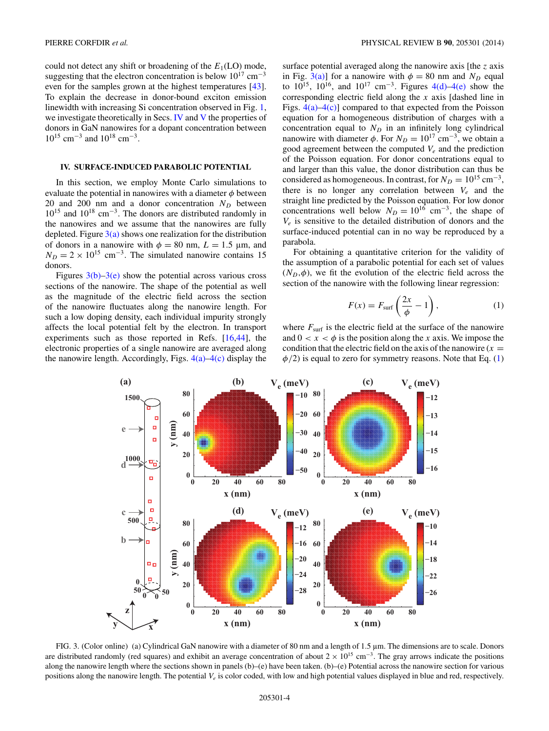could not detect any shift or broadening of the $E_1$(LO) mode, suggesting that the electron concentration is below $10^{17}$ cm$^{-3}$ even for the samples grown at the highest temperatures [43]. To explain the decrease in donor-bound exciton emission linewidth with increasing Si concentration observed in Fig. 1, we investigate theoretically in Secs. IV and V the properties of donors in GaN nanowires for a dopant concentration between $10^{15}$ cm$^{-3}$ and $10^{18}$ cm$^{-3}$.

## IV. SURFACE-INDUCED PARABOLIC POTENTIAL

In this section, we employ Monte Carlo simulations to evaluate the potential in nanowires with a diameter $\phi$ between 20 and 200 nm and a donor concentration $N_D$ between $10^{15}$ and $10^{18}$ cm$^{-3}$. The donors are distributed randomly in the nanowires and we assume that the nanowires are fully depleted. Figure 3(a) shows one realization for the distribution of donors in a nanowire with $\phi = 80$ nm, $L = 1.5$ µm, and $N_D = 2 \times 10^{15}$ cm$^{-3}$. The simulated nanowire contains 15 donors.

Figures 3(b)–3(e) show the potential across various cross sections of the nanowire. The shape of the potential as well as the magnitude of the electric field across the section of the nanowire fluctuates along the nanowire length. For such a low doping density, each individual impurity strongly affects the local potential felt by the electron. In transport experiments such as those reported in Refs. [16,44], the electronic properties of a single nanowire are averaged along the nanowire length. Accordingly, Figs. 4(a)–4(c) display the surface potential averaged along the nanowire axis [the $z$ axis in Fig. 3(a)] for a nanowire with $\phi = 80$ nm and $N_D$ equal to $10^{15}$, $10^{16}$, and $10^{17}$ cm$^{-3}$. Figures 4(d)–4(e) show the corresponding electric field along the $x$ axis [dashed line in Figs. 4(a)–4(c)] compared to that expected from the Poisson equation for a homogeneous distribution of charges with a concentration equal to $N_D$ in an infinitely long cylindrical nanowire with diameter $\phi$. For $N_D = 10^{17}$ cm$^{-3}$, we obtain a good agreement between the computed $V_e$ and the prediction of the Poisson equation. For donor concentrations equal to and larger than this value, the donor distribution can thus be considered as homogeneous. In contrast, for $N_D = 10^{15}$ cm$^{-3}$, there is no longer any correlation between $V_e$ and the straight line predicted by the Poisson equation. For low donor concentrations well below $N_D = 10^{16}$ cm$^{-3}$, the shape of $V_e$ is sensitive to the detailed distribution of donors and the surface-induced potential can in no way be reproduced by a parabola.

For obtaining a quantitative criterion for the validity of the assumption of a parabolic potential for each set of values $(N_D,\phi)$, we fit the evolution of the electric field across the section of the nanowire with the following linear regression:

$$F(x) = F_{\mathrm{surf}}\left(\frac{2x}{\phi} - 1\right), \tag{1}$$

where $F_{\mathrm{surf}}$ is the electric field at the surface of the nanowire and $0 < x < \phi$ is the position along the $x$ axis. We impose the condition that the electric field on the axis of the nanowire ($x = \phi/2$) is equal to zero for symmetry reasons. Note that Eq. (1)

FIG. 3. (Color online) (a) Cylindrical GaN nanowire with a diameter of 80 nm and a length of 1.5 µm. The dimensions are to scale. Donors are distributed randomly (red squares) and exhibit an average concentration of about $2 \times 10^{15}$ cm$^{-3}$. The gray arrows indicate the positions along the nanowire length where the sections shown in panels (b)–(e) have been taken. (b)–(e) Potential across the nanowire section for various positions along the nanowire length. The potential $V_e$ is color coded, with low and high potential values displayed in blue and red, respectively.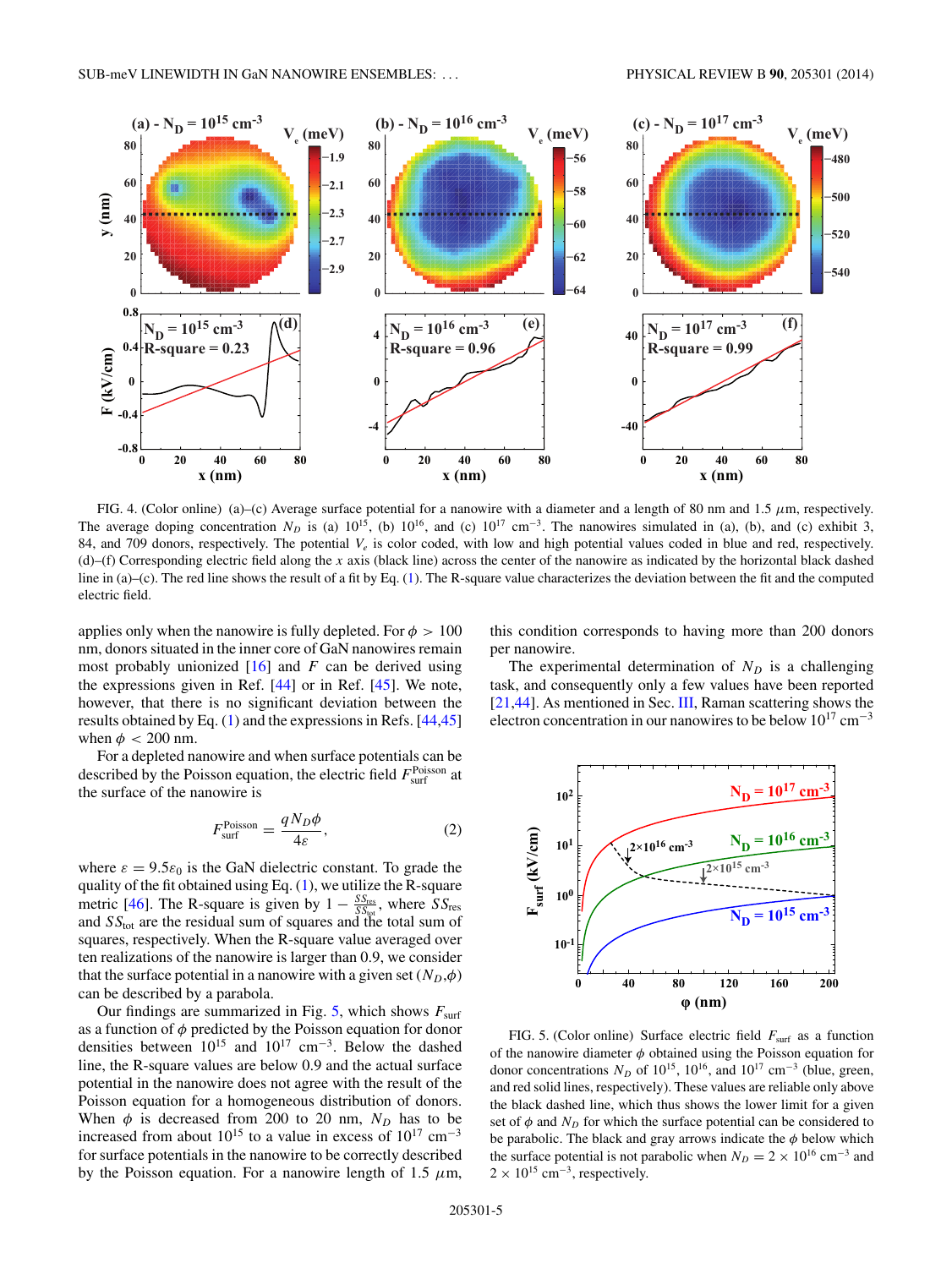FIG. 4. (Color online) (a)–(c) Average surface potential for a nanowire with a diameter and a length of 80 nm and 1.5 $\mu$m, respectively. The average doping concentration $N_D$ is (a) $10^{15}$, (b) $10^{16}$, and (c) $10^{17}$ cm$^{-3}$. The nanowires simulated in (a), (b), and (c) exhibit 3, 84, and 709 donors, respectively. The potential $V_e$ is color coded, with low and high potential values coded in blue and red, respectively. (d)–(f) Corresponding electric field along the $x$ axis (black line) across the center of the nanowire as indicated by the horizontal black dashed line in (a)–(c). The red line shows the result of a fit by Eq. (1). The R-square value characterizes the deviation between the fit and the computed electric field.

applies only when the nanowire is fully depleted. For $\phi > 100$ nm, donors situated in the inner core of GaN nanowires remain most probably unionized [16] and $F$ can be derived using the expressions given in Ref. [44] or in Ref. [45]. We note, however, that there is no significant deviation between the results obtained by Eq. (1) and the expressions in Refs. [44,45] when $\phi < 200$ nm.

For a depleted nanowire and when surface potentials can be described by the Poisson equation, the electric field $F_{\mathrm{surf}}^{\mathrm{Poisson}}$ at the surface of the nanowire is

$$F_{\mathrm{surf}}^{\mathrm{Poisson}} = \frac{q N_D \phi}{4\varepsilon}, \tag{2}$$

where $\varepsilon = 9.5\varepsilon_0$ is the GaN dielectric constant. To grade the quality of the fit obtained using Eq. (1), we utilize the R-square metric [46]. The R-square is given by $1 - \frac{SS_{\mathrm{res}}}{SS_{\mathrm{tot}}}$, where $SS_{\mathrm{res}}$ and $SS_{\mathrm{tot}}$ are the residual sum of squares and the total sum of squares, respectively. When the R-square value averaged over ten realizations of the nanowire is larger than 0.9, we consider that the surface potential in a nanowire with a given set ($N_D$,$\phi$) can be described by a parabola.

Our findings are summarized in Fig. 5, which shows $F_{\mathrm{surf}}$ as a function of $\phi$ predicted by the Poisson equation for donor densities between $10^{15}$ and $10^{17}$ cm$^{-3}$. Below the dashed line, the R-square values are below 0.9 and the actual surface potential in the nanowire does not agree with the result of the Poisson equation for a homogeneous distribution of donors. When $\phi$ is decreased from 200 to 20 nm, $N_D$ has to be increased from about $10^{15}$ to a value in excess of $10^{17}$ cm$^{-3}$ for surface potentials in the nanowire to be correctly described by the Poisson equation. For a nanowire length of 1.5 $\mu$m, this condition corresponds to having more than 200 donors per nanowire.

The experimental determination of $N_D$ is a challenging task, and consequently only a few values have been reported [21,44]. As mentioned in Sec. III, Raman scattering shows the electron concentration in our nanowires to be below $10^{17}$ cm$^{-3}$

FIG. 5. (Color online) Surface electric field $F_{\mathrm{surf}}$ as a function of the nanowire diameter $\phi$ obtained using the Poisson equation for donor concentrations $N_D$ of $10^{15}$, $10^{16}$, and $10^{17}$ cm$^{-3}$ (blue, green, and red solid lines, respectively). These values are reliable only above the black dashed line, which thus shows the lower limit for a given set of $\phi$ and $N_D$ for which the surface potential can be considered to be parabolic. The black and gray arrows indicate the $\phi$ below which the surface potential is not parabolic when $N_D = 2 \times 10^{16}$ cm$^{-3}$ and $2 \times 10^{15}$ cm$^{-3}$, respectively.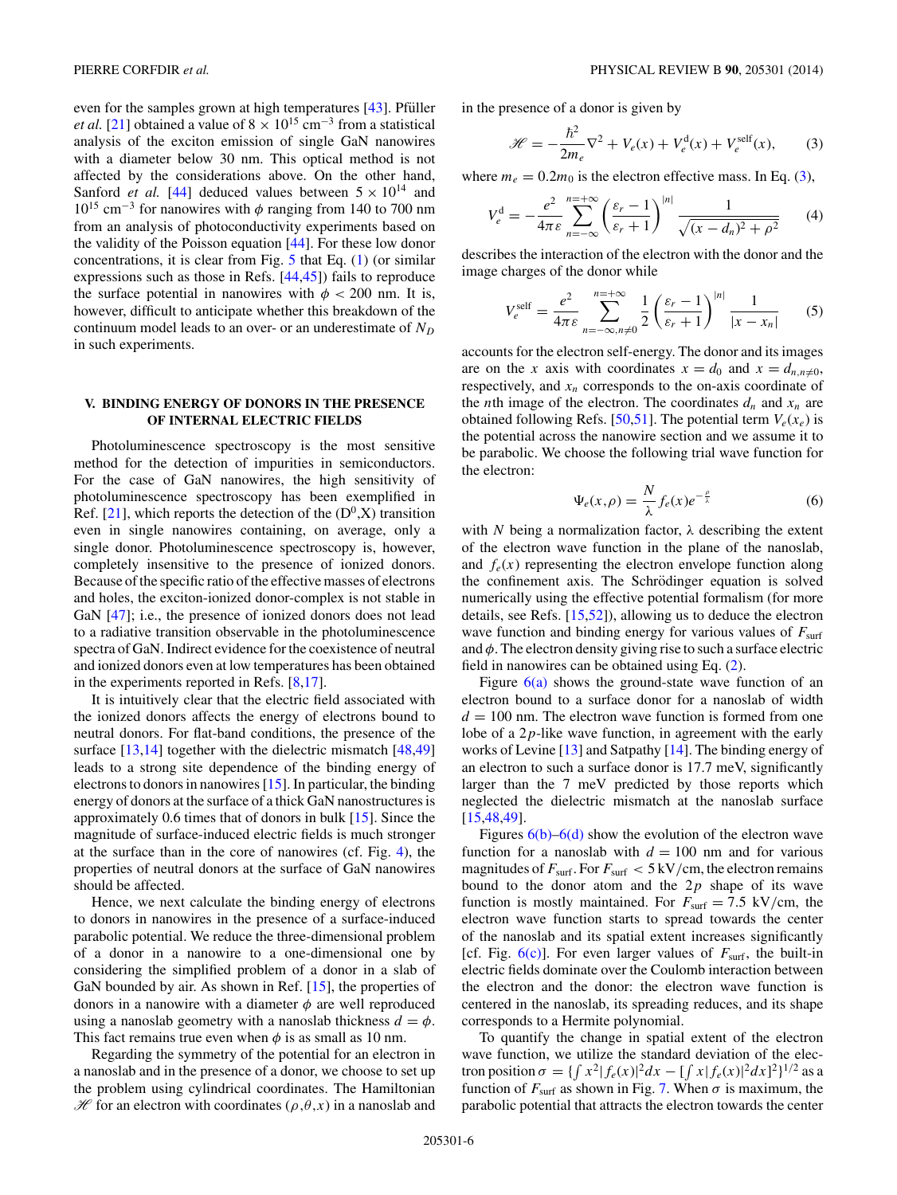even for the samples grown at high temperatures [43]. Pfüller *et al.* [21] obtained a value of $8 \times 10^{15}$ cm$^{-3}$ from a statistical analysis of the exciton emission of single GaN nanowires with a diameter below 30 nm. This optical method is not affected by the considerations above. On the other hand, Sanford *et al.* [44] deduced values between $5 \times 10^{14}$ and $10^{15}$ cm$^{-3}$ for nanowires with $\phi$ ranging from 140 to 700 nm from an analysis of photoconductivity experiments based on the validity of the Poisson equation [44]. For these low donor concentrations, it is clear from Fig. 5 that Eq. (1) (or similar expressions such as those in Refs. [44,45]) fails to reproduce the surface potential in nanowires with $\phi < 200$ nm. It is, however, difficult to anticipate whether this breakdown of the continuum model leads to an over- or an underestimate of $N_D$ in such experiments.

## V. BINDING ENERGY OF DONORS IN THE PRESENCE OF INTERNAL ELECTRIC FIELDS

Photoluminescence spectroscopy is the most sensitive method for the detection of impurities in semiconductors. For the case of GaN nanowires, the high sensitivity of photoluminescence spectroscopy has been exemplified in Ref. [21], which reports the detection of the ($D^0$,X) transition even in single nanowires containing, on average, only a single donor. Photoluminescence spectroscopy is, however, completely insensitive to the presence of ionized donors. Because of the specific ratio of the effective masses of electrons and holes, the exciton-ionized donor-complex is not stable in GaN [47]; i.e., the presence of ionized donors does not lead to a radiative transition observable in the photoluminescence spectra of GaN. Indirect evidence for the coexistence of neutral and ionized donors even at low temperatures has been obtained in the experiments reported in Refs. [8,17].

It is intuitively clear that the electric field associated with the ionized donors affects the energy of electrons bound to neutral donors. For flat-band conditions, the presence of the surface [13,14] together with the dielectric mismatch [48,49] leads to a strong site dependence of the binding energy of electrons to donors in nanowires [15]. In particular, the binding energy of donors at the surface of a thick GaN nanostructures is approximately 0.6 times that of donors in bulk [15]. Since the magnitude of surface-induced electric fields is much stronger at the surface than in the core of nanowires (cf. Fig. 4), the properties of neutral donors at the surface of GaN nanowires should be affected.

Hence, we next calculate the binding energy of electrons to donors in nanowires in the presence of a surface-induced parabolic potential. We reduce the three-dimensional problem of a donor in a nanowire to a one-dimensional one by considering the simplified problem of a donor in a slab of GaN bounded by air. As shown in Ref. [15], the properties of donors in a nanowire with a diameter $\phi$ are well reproduced using a nanoslab geometry with a nanoslab thickness $d = \phi$. This fact remains true even when $\phi$ is as small as 10 nm.

Regarding the symmetry of the potential for an electron in a nanoslab and in the presence of a donor, we choose to set up the problem using cylindrical coordinates. The Hamiltonian $\mathscr{H}$ for an electron with coordinates $(\rho,\theta,x)$ in a nanoslab and in the presence of a donor is given by

$$\mathscr{H} = -\frac{\hbar^2}{2m_e}\nabla^2 + V_e(x) + V_e^{\mathrm{d}}(x) + V_e^{\mathrm{self}}(x), \tag{3}$$

where $m_e = 0.2m_0$ is the electron effective mass. In Eq. (3),

$$V_e^{\mathrm{d}} = -\frac{e^2}{4\pi\varepsilon}\sum_{n=-\infty}^{n=+\infty}\left(\frac{\varepsilon_r - 1}{\varepsilon_r + 1}\right)^{|n|}\frac{1}{\sqrt{(x-d_n)^2+\rho^2}} \tag{4}$$

describes the interaction of the electron with the donor and the image charges of the donor while

$$V_e^{\mathrm{self}} = \frac{e^2}{4\pi\varepsilon}\sum_{n=-\infty,n\neq 0}^{n=+\infty}\frac{1}{2}\left(\frac{\varepsilon_r - 1}{\varepsilon_r + 1}\right)^{|n|}\frac{1}{|x-x_n|} \tag{5}$$

accounts for the electron self-energy. The donor and its images are on the $x$ axis with coordinates $x = d_0$ and $x = d_{n,n\neq 0}$, respectively, and $x_n$ corresponds to the on-axis coordinate of the $n$th image of the electron. The coordinates $d_n$ and $x_n$ are obtained following Refs. [50,51]. The potential term $V_e(x_e)$ is the potential across the nanowire section and we assume it to be parabolic. We choose the following trial wave function for the electron:

$$\Psi_e(x,\rho) = \frac{N}{\lambda} f_e(x) e^{-\frac{\rho}{\lambda}} \tag{6}$$

with $N$ being a normalization factor, $\lambda$ describing the extent of the electron wave function in the plane of the nanoslab, and $f_e(x)$ representing the electron envelope function along the confinement axis. The Schrödinger equation is solved numerically using the effective potential formalism (for more details, see Refs. [15,52]), allowing us to deduce the electron wave function and binding energy for various values of $F_{\mathrm{surf}}$ and $\phi$. The electron density giving rise to such a surface electric field in nanowires can be obtained using Eq. (2).

Figure 6(a) shows the ground-state wave function of an electron bound to a surface donor for a nanoslab of width $d = 100$ nm. The electron wave function is formed from one lobe of a $2p$-like wave function, in agreement with the early works of Levine [13] and Satpathy [14]. The binding energy of an electron to such a surface donor is 17.7 meV, significantly larger than the 7 meV predicted by those reports which neglected the dielectric mismatch at the nanoslab surface [15,48,49].

Figures 6(b)–6(d) show the evolution of the electron wave function for a nanoslab with $d = 100$ nm and for various magnitudes of $F_{\mathrm{surf}}$. For $F_{\mathrm{surf}} < 5$ kV/cm, the electron remains bound to the donor atom and the $2p$ shape of its wave function is mostly maintained. For $F_{\mathrm{surf}} = 7.5$ kV/cm, the electron wave function starts to spread towards the center of the nanoslab and its spatial extent increases significantly [cf. Fig. 6(c)]. For even larger values of $F_{\mathrm{surf}}$, the built-in electric fields dominate over the Coulomb interaction between the electron and the donor: the electron wave function is centered in the nanoslab, its spreading reduces, and its shape corresponds to a Hermite polynomial.

To quantify the change in spatial extent of the electron wave function, we utilize the standard deviation of the electron position $\sigma = \{\int x^2|f_e(x)|^2dx - [\int x|f_e(x)|^2dx]^2\}^{1/2}$ as a function of $F_{\mathrm{surf}}$ as shown in Fig. 7. When $\sigma$ is maximum, the parabolic potential that attracts the electron towards the center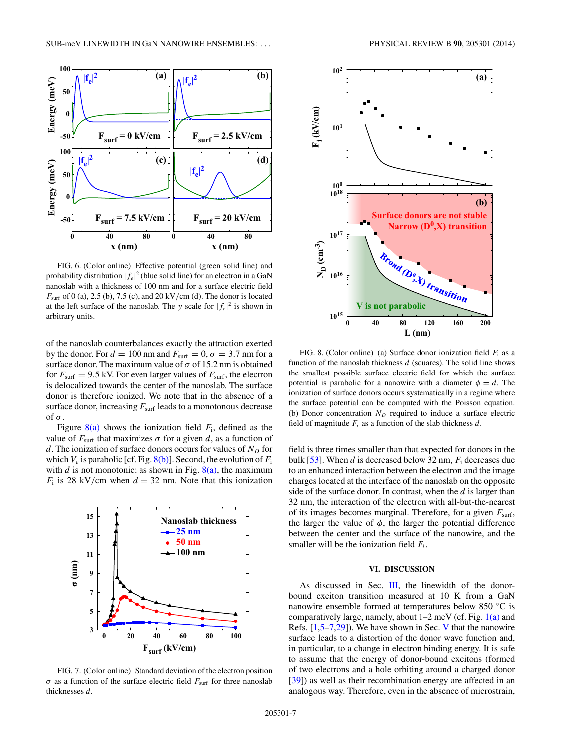FIG. 6. (Color online) Effective potential (green solid line) and probability distribution $|f_e|^2$ (blue solid line) for an electron in a GaN nanoslab with a thickness of 100 nm and for a surface electric field $F_{\text{surf}}$ of 0 (a), 2.5 (b), 7.5 (c), and 20 kV/cm (d). The donor is located at the left surface of the nanoslab. The $y$ scale for $|f_e|^2$ is shown in arbitrary units.

of the nanoslab counterbalances exactly the attraction exerted by the donor. For $d = 100$ nm and $F_{\text{surf}} = 0$, $\sigma = 3.7$ nm for a surface donor. The maximum value of $\sigma$ of 15.2 nm is obtained for $F_{\text{surf}} = 9.5$ kV. For even larger values of $F_{\text{surf}}$, the electron is delocalized towards the center of the nanoslab. The surface donor is therefore ionized. We note that in the absence of a surface donor, increasing $F_{\text{surf}}$ leads to a monotonous decrease of $\sigma$.

Figure 8(a) shows the ionization field $F_{\text{i}}$, defined as the value of $F_{\text{surf}}$ that maximizes $\sigma$ for a given $d$, as a function of $d$. The ionization of surface donors occurs for values of $N_D$ for which $V_e$ is parabolic [cf. Fig. 8(b)]. Second, the evolution of $F_{\text{i}}$ with $d$ is not monotonic: as shown in Fig. 8(a), the maximum $F_{\text{i}}$ is 28 kV/cm when $d = 32$ nm. Note that this ionization

FIG. 7. (Color online) Standard deviation of the electron position $\sigma$ as a function of the surface electric field $F_{\text{surf}}$ for three nanoslab thicknesses $d$.

FIG. 8. (Color online) (a) Surface donor ionization field $F_{\text{i}}$ as a function of the nanoslab thickness $d$ (squares). The solid line shows the smallest possible surface electric field for which the surface potential is parabolic for a nanowire with a diameter $\phi = d$. The ionization of surface donors occurs systematically in a regime where the surface potential can be computed with the Poisson equation. (b) Donor concentration $N_D$ required to induce a surface electric field of magnitude $F_i$ as a function of the slab thickness $d$.

field is three times smaller than that expected for donors in the bulk [53]. When $d$ is decreased below 32 nm, $F_{\text{i}}$ decreases due to an enhanced interaction between the electron and the image charges located at the interface of the nanoslab on the opposite side of the surface donor. In contrast, when the $d$ is larger than 32 nm, the interaction of the electron with all-but-the-nearest of its images becomes marginal. Therefore, for a given $F_{\text{surf}}$, the larger the value of $\phi$, the larger the potential difference between the center and the surface of the nanowire, and the smaller will be the ionization field $F_i$.

## VI. DISCUSSION

As discussed in Sec. III, the linewidth of the donor-bound exciton transition measured at 10 K from a GaN nanowire ensemble formed at temperatures below 850 °C is comparatively large, namely, about 1–2 meV (cf. Fig. 1(a) and Refs. [1,5–7,29]). We have shown in Sec. V that the nanowire surface leads to a distortion of the donor wave function and, in particular, to a change in electron binding energy. It is safe to assume that the energy of donor-bound excitons (formed of two electrons and a hole orbiting around a charged donor [39]) as well as their recombination energy are affected in an analogous way. Therefore, even in the absence of microstrain,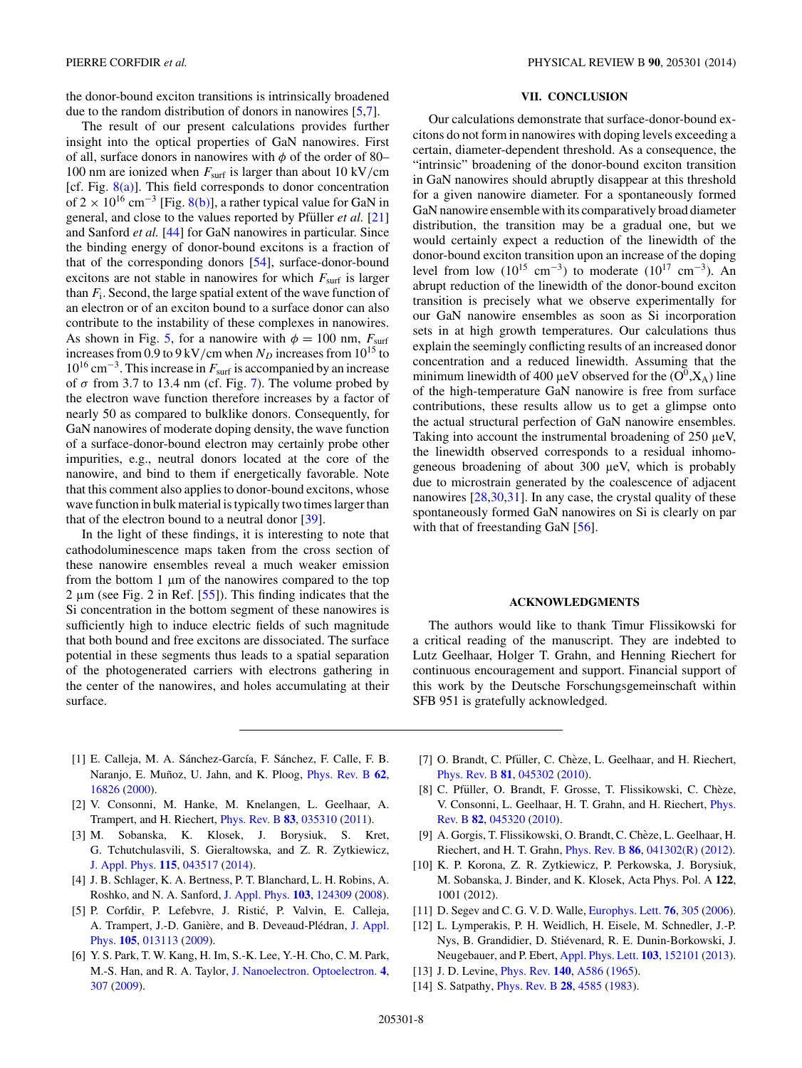the donor-bound exciton transitions is intrinsically broadened due to the random distribution of donors in nanowires [5,7].

The result of our present calculations provides further insight into the optical properties of GaN nanowires. First of all, surface donors in nanowires with $\phi$ of the order of 80–100 nm are ionized when $F_{\rm surf}$ is larger than about 10 kV/cm [cf. Fig. 8(a)]. This field corresponds to donor concentration of $2 \times 10^{16}$ cm$^{-3}$ [Fig. 8(b)], a rather typical value for GaN in general, and close to the values reported by Pfüller *et al.* [21] and Sanford *et al.* [44] for GaN nanowires in particular. Since the binding energy of donor-bound excitons is a fraction of that of the corresponding donors [54], surface-donor-bound excitons are not stable in nanowires for which $F_{\rm surf}$ is larger than $F_{\rm i}$. Second, the large spatial extent of the wave function of an electron or of an exciton bound to a surface donor can also contribute to the instability of these complexes in nanowires. As shown in Fig. 5, for a nanowire with $\phi = 100$ nm, $F_{\rm surf}$ increases from 0.9 to 9 kV/cm when $N_D$ increases from $10^{15}$ to $10^{16}$ cm$^{-3}$. This increase in $F_{\rm surf}$ is accompanied by an increase of $\sigma$ from 3.7 to 13.4 nm (cf. Fig. 7). The volume probed by the electron wave function therefore increases by a factor of nearly 50 as compared to bulklike donors. Consequently, for GaN nanowires of moderate doping density, the wave function of a surface-donor-bound electron may certainly probe other impurities, e.g., neutral donors located at the core of the nanowire, and bind to them if energetically favorable. Note that this comment also applies to donor-bound excitons, whose wave function in bulk material is typically two times larger than that of the electron bound to a neutral donor [39].

In the light of these findings, it is interesting to note that cathodoluminescence maps taken from the cross section of these nanowire ensembles reveal a much weaker emission from the bottom 1 μm of the nanowires compared to the top 2 μm (see Fig. 2 in Ref. [55]). This finding indicates that the Si concentration in the bottom segment of these nanowires is sufficiently high to induce electric fields of such magnitude that both bound and free excitons are dissociated. The surface potential in these segments thus leads to a spatial separation of the photogenerated carriers with electrons gathering in the center of the nanowires, and holes accumulating at their surface.

## VII. CONCLUSION

Our calculations demonstrate that surface-donor-bound excitons do not form in nanowires with doping levels exceeding a certain, diameter-dependent threshold. As a consequence, the "intrinsic" broadening of the donor-bound exciton transition in GaN nanowires should abruptly disappear at this threshold for a given nanowire diameter. For a spontaneously formed GaN nanowire ensemble with its comparatively broad diameter distribution, the transition may be a gradual one, but we would certainly expect a reduction of the linewidth of the donor-bound exciton transition upon an increase of the doping level from low ($10^{15}$ cm$^{-3}$) to moderate ($10^{17}$ cm$^{-3}$). An abrupt reduction of the linewidth of the donor-bound exciton transition is precisely what we observe experimentally for our GaN nanowire ensembles as soon as Si incorporation sets in at high growth temperatures. Our calculations thus explain the seemingly conflicting results of an increased donor concentration and a reduced linewidth. Assuming that the minimum linewidth of 400 μeV observed for the $(\mathrm{O}^0,\mathrm{X_A})$ line of the high-temperature GaN nanowire is free from surface contributions, these results allow us to get a glimpse onto the actual structural perfection of GaN nanowire ensembles. Taking into account the instrumental broadening of 250 μeV, the linewidth observed corresponds to a residual inhomogeneous broadening of about 300 μeV, which is probably due to microstrain generated by the coalescence of adjacent nanowires [28,30,31]. In any case, the crystal quality of these spontaneously formed GaN nanowires on Si is clearly on par with that of freestanding GaN [56].

## ACKNOWLEDGMENTS

The authors would like to thank Timur Flissikowski for a critical reading of the manuscript. They are indebted to Lutz Geelhaar, Holger T. Grahn, and Henning Riechert for continuous encouragement and support. Financial support of this work by the Deutsche Forschungsgemeinschaft within SFB 951 is gratefully acknowledged.

---

[1] E. Calleja, M. A. Sánchez-García, F. Sánchez, F. Calle, F. B. Naranjo, E. Muñoz, U. Jahn, and K. Ploog, Phys. Rev. B **62**, 16826 (2000).

[2] V. Consonni, M. Hanke, M. Knelangen, L. Geelhaar, A. Trampert, and H. Riechert, Phys. Rev. B **83**, 035310 (2011).

[3] M. Sobanska, K. Klosek, J. Borysiuk, S. Kret, G. Tchutchulasvili, S. Gieraltowska, and Z. R. Zytkiewicz, J. Appl. Phys. **115**, 043517 (2014).

[4] J. B. Schlager, K. A. Bertness, P. T. Blanchard, L. H. Robins, A. Roshko, and N. A. Sanford, J. Appl. Phys. **103**, 124309 (2008).

[5] P. Corfdir, P. Lefebvre, J. Ristić, P. Valvin, E. Calleja, A. Trampert, J.-D. Ganière, and B. Deveaud-Plédran, J. Appl. Phys. **105**, 013113 (2009).

[6] Y. S. Park, T. W. Kang, H. Im, S.-K. Lee, Y.-H. Cho, C. M. Park, M.-S. Han, and R. A. Taylor, J. Nanoelectron. Optoelectron. **4**, 307 (2009).

[7] O. Brandt, C. Pfüller, C. Chèze, L. Geelhaar, and H. Riechert, Phys. Rev. B **81**, 045302 (2010).

[8] C. Pfüller, O. Brandt, F. Grosse, T. Flissikowski, C. Chèze, V. Consonni, L. Geelhaar, H. T. Grahn, and H. Riechert, Phys. Rev. B **82**, 045320 (2010).

[9] A. Gorgis, T. Flissikowski, O. Brandt, C. Chèze, L. Geelhaar, H. Riechert, and H. T. Grahn, Phys. Rev. B **86**, 041302(R) (2012).

[10] K. P. Korona, Z. R. Zytkiewicz, P. Perkowska, J. Borysiuk, M. Sobanska, J. Binder, and K. Klosek, Acta Phys. Pol. A **122**, 1001 (2012).

[11] D. Segev and C. G. V. D. Walle, Europhys. Lett. **76**, 305 (2006).

[12] L. Lymperakis, P. H. Weidlich, H. Eisele, M. Schnedler, J.-P. Nys, B. Grandidier, D. Stiévenard, R. E. Dunin-Borkowski, J. Neugebauer, and P. Ebert, Appl. Phys. Lett. **103**, 152101 (2013).

[13] J. D. Levine, Phys. Rev. **140**, A586 (1965).

[14] S. Satpathy, Phys. Rev. B **28**, 4585 (1983).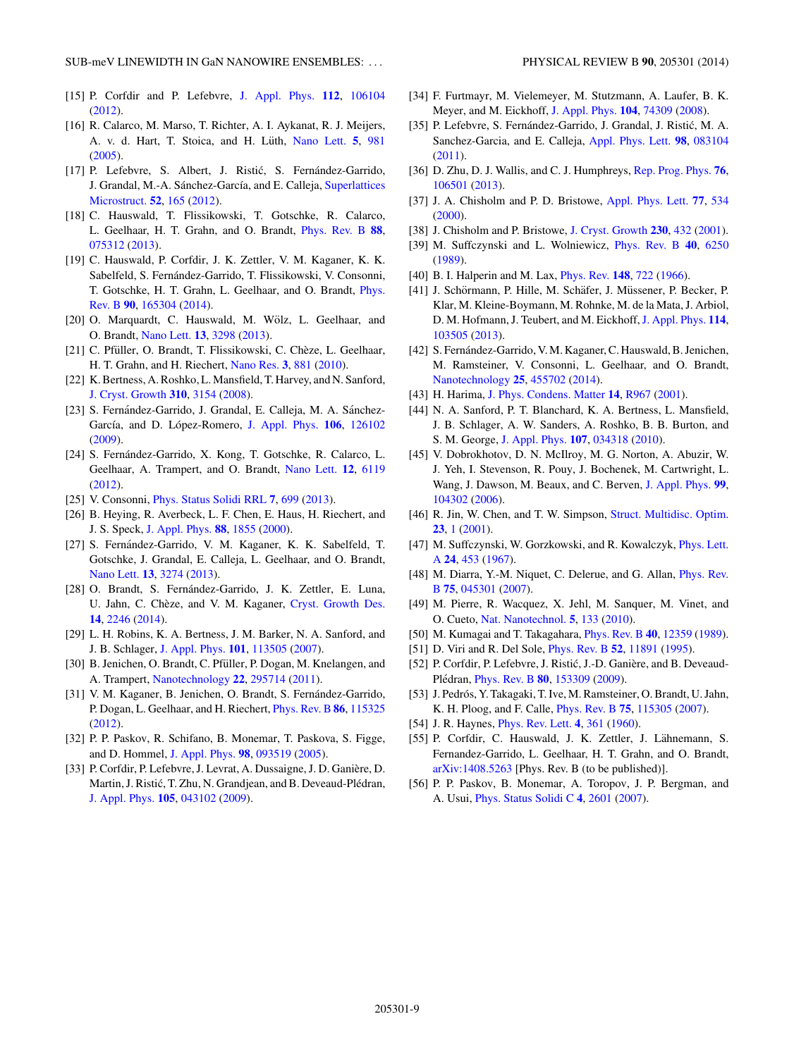[15] P. Corfdir and P. Lefebvre, J. Appl. Phys. **112**, 106104 (2012).

[16] R. Calarco, M. Marso, T. Richter, A. I. Aykanat, R. J. Meijers, A. v. d. Hart, T. Stoica, and H. Lüth, Nano Lett. **5**, 981 (2005).

[17] P. Lefebvre, S. Albert, J. Ristić, S. Fernández-Garrido, J. Grandal, M.-A. Sánchez-García, and E. Calleja, Superlattices Microstruct. **52**, 165 (2012).

[18] C. Hauswald, T. Flissikowski, T. Gotschke, R. Calarco, L. Geelhaar, H. T. Grahn, and O. Brandt, Phys. Rev. B **88**, 075312 (2013).

[19] C. Hauswald, P. Corfdir, J. K. Zettler, V. M. Kaganer, K. K. Sabelfeld, S. Fernández-Garrido, T. Flissikowski, V. Consonni, T. Gotschke, H. T. Grahn, L. Geelhaar, and O. Brandt, Phys. Rev. B **90**, 165304 (2014).

[20] O. Marquardt, C. Hauswald, M. Wölz, L. Geelhaar, and O. Brandt, Nano Lett. **13**, 3298 (2013).

[21] C. Pfüller, O. Brandt, T. Flissikowski, C. Chèze, L. Geelhaar, H. T. Grahn, and H. Riechert, Nano Res. **3**, 881 (2010).

[22] K. Bertness, A. Roshko, L. Mansfield, T. Harvey, and N. Sanford, J. Cryst. Growth **310**, 3154 (2008).

[23] S. Fernández-Garrido, J. Grandal, E. Calleja, M. A. Sánchez-García, and D. López-Romero, J. Appl. Phys. **106**, 126102 (2009).

[24] S. Fernández-Garrido, X. Kong, T. Gotschke, R. Calarco, L. Geelhaar, A. Trampert, and O. Brandt, Nano Lett. **12**, 6119 (2012).

[25] V. Consonni, Phys. Status Solidi RRL **7**, 699 (2013).

[26] B. Heying, R. Averbeck, L. F. Chen, E. Haus, H. Riechert, and J. S. Speck, J. Appl. Phys. **88**, 1855 (2000).

[27] S. Fernández-Garrido, V. M. Kaganer, K. K. Sabelfeld, T. Gotschke, J. Grandal, E. Calleja, L. Geelhaar, and O. Brandt, Nano Lett. **13**, 3274 (2013).

[28] O. Brandt, S. Fernández-Garrido, J. K. Zettler, E. Luna, U. Jahn, C. Chèze, and V. M. Kaganer, Cryst. Growth Des. **14**, 2246 (2014).

[29] L. H. Robins, K. A. Bertness, J. M. Barker, N. A. Sanford, and J. B. Schlager, J. Appl. Phys. **101**, 113505 (2007).

[30] B. Jenichen, O. Brandt, C. Pfüller, P. Dogan, M. Knelangen, and A. Trampert, Nanotechnology **22**, 295714 (2011).

[31] V. M. Kaganer, B. Jenichen, O. Brandt, S. Fernández-Garrido, P. Dogan, L. Geelhaar, and H. Riechert, Phys. Rev. B **86**, 115325 (2012).

[32] P. P. Paskov, R. Schifano, B. Monemar, T. Paskova, S. Figge, and D. Hommel, J. Appl. Phys. **98**, 093519 (2005).

[33] P. Corfdir, P. Lefebvre, J. Levrat, A. Dussaigne, J. D. Ganière, D. Martin, J. Ristić, T. Zhu, N. Grandjean, and B. Deveaud-Plédran, J. Appl. Phys. **105**, 043102 (2009).

[34] F. Furtmayr, M. Vielemeyer, M. Stutzmann, A. Laufer, B. K. Meyer, and M. Eickhoff, J. Appl. Phys. **104**, 74309 (2008).

[35] P. Lefebvre, S. Fernández-Garrido, J. Grandal, J. Ristić, M. A. Sanchez-Garcia, and E. Calleja, Appl. Phys. Lett. **98**, 083104 (2011).

[36] D. Zhu, D. J. Wallis, and C. J. Humphreys, Rep. Prog. Phys. **76**, 106501 (2013).

[37] J. A. Chisholm and P. D. Bristowe, Appl. Phys. Lett. **77**, 534 (2000).

[38] J. Chisholm and P. Bristowe, J. Cryst. Growth **230**, 432 (2001).

[39] M. Suffczynski and L. Wolniewicz, Phys. Rev. B **40**, 6250 (1989).

[40] B. I. Halperin and M. Lax, Phys. Rev. **148**, 722 (1966).

[41] J. Schörmann, P. Hille, M. Schäfer, J. Müssener, P. Becker, P. Klar, M. Kleine-Boymann, M. Rohnke, M. de la Mata, J. Arbiol, D. M. Hofmann, J. Teubert, and M. Eickhoff, J. Appl. Phys. **114**, 103505 (2013).

[42] S. Fernández-Garrido, V. M. Kaganer, C. Hauswald, B. Jenichen, M. Ramsteiner, V. Consonni, L. Geelhaar, and O. Brandt, Nanotechnology **25**, 455702 (2014).

[43] H. Harima, J. Phys. Condens. Matter **14**, R967 (2001).

[44] N. A. Sanford, P. T. Blanchard, K. A. Bertness, L. Mansfield, J. B. Schlager, A. W. Sanders, A. Roshko, B. B. Burton, and S. M. George, J. Appl. Phys. **107**, 034318 (2010).

[45] V. Dobrokhotov, D. N. McIlroy, M. G. Norton, A. Abuzir, W. J. Yeh, I. Stevenson, R. Pouy, J. Bochenek, M. Cartwright, L. Wang, J. Dawson, M. Beaux, and C. Berven, J. Appl. Phys. **99**, 104302 (2006).

[46] R. Jin, W. Chen, and T. W. Simpson, Struct. Multidisc. Optim. **23**, 1 (2001).

[47] M. Suffczynski, W. Gorzkowski, and R. Kowalczyk, Phys. Lett. A **24**, 453 (1967).

[48] M. Diarra, Y.-M. Niquet, C. Delerue, and G. Allan, Phys. Rev. B **75**, 045301 (2007).

[49] M. Pierre, R. Wacquez, X. Jehl, M. Sanquer, M. Vinet, and O. Cueto, Nat. Nanotechnol. **5**, 133 (2010).

[50] M. Kumagai and T. Takagahara, Phys. Rev. B **40**, 12359 (1989).

[51] D. Viri and R. Del Sole, Phys. Rev. B **52**, 11891 (1995).

[52] P. Corfdir, P. Lefebvre, J. Ristić, J.-D. Ganière, and B. Deveaud-Plédran, Phys. Rev. B **80**, 153309 (2009).

[53] J. Pedrós, Y. Takagaki, T. Ive, M. Ramsteiner, O. Brandt, U. Jahn, K. H. Ploog, and F. Calle, Phys. Rev. B **75**, 115305 (2007).

[54] J. R. Haynes, Phys. Rev. Lett. **4**, 361 (1960).

[55] P. Corfdir, C. Hauswald, J. K. Zettler, J. Lähnemann, S. Fernandez-Garrido, L. Geelhaar, H. T. Grahn, and O. Brandt, arXiv:1408.5263 [Phys. Rev. B (to be published)].

[56] P. P. Paskov, B. Monemar, A. Toropov, J. P. Bergman, and A. Usui, Phys. Status Solidi C **4**, 2601 (2007).